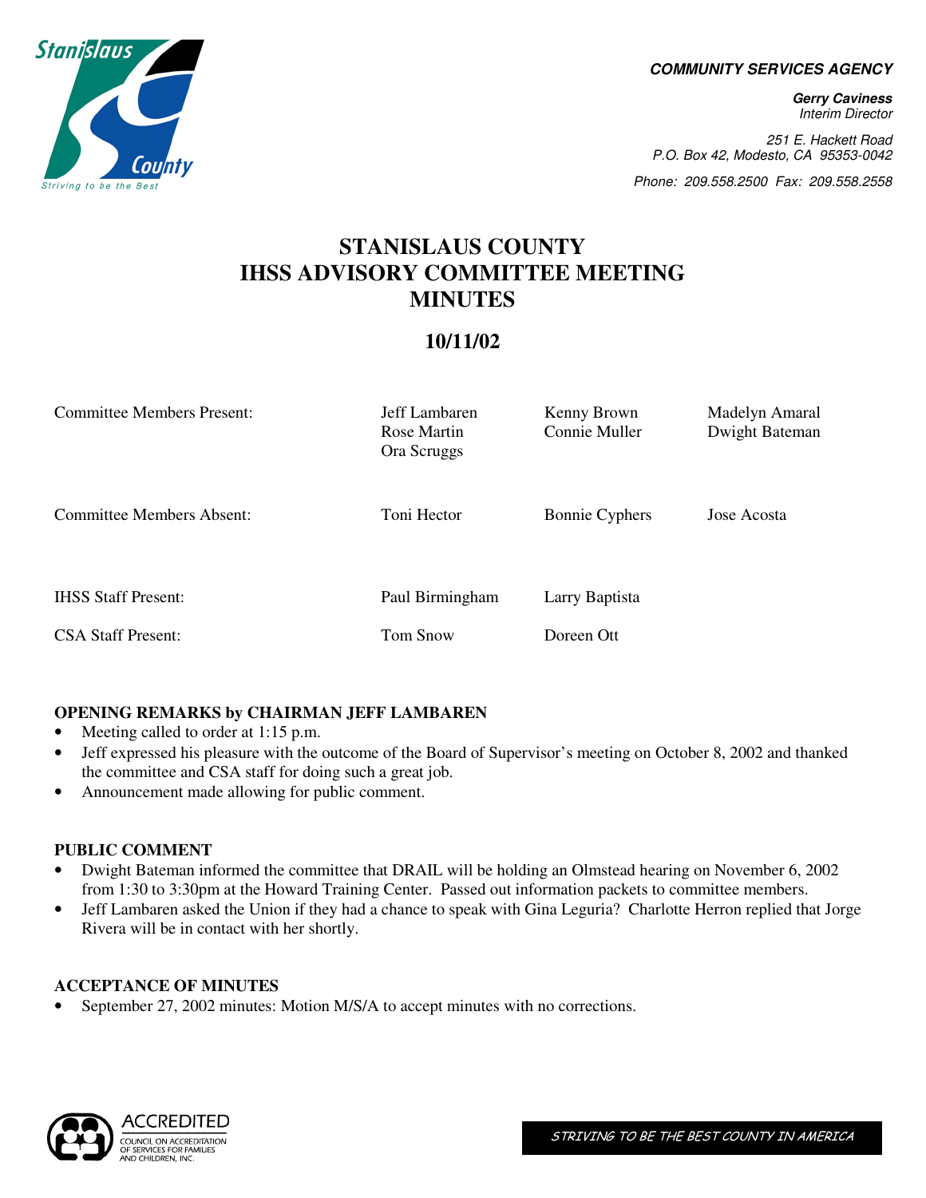**COMMUNITY SERVICES AGENCY**

**Gerry Caviness**
*Interim Director*

*251 E. Hackett Road*
*P.O. Box 42, Modesto, CA 95353-0042*

*Phone: 209.558.2500 Fax: 209.558.2558*

# STANISLAUS COUNTY IHSS ADVISORY COMMITTEE MEETING MINUTES

## 10/11/02

| | | | |
|---|---|---|---|
| Committee Members Present: | Jeff Lambaren<br>Rose Martin<br>Ora Scruggs | Kenny Brown<br>Connie Muller | Madelyn Amaral<br>Dwight Bateman |
| Committee Members Absent: | Toni Hector | Bonnie Cyphers | Jose Acosta |
| IHSS Staff Present: | Paul Birmingham | Larry Baptista | |
| CSA Staff Present: | Tom Snow | Doreen Ott | |

### OPENING REMARKS by CHAIRMAN JEFF LAMBAREN

- Meeting called to order at 1:15 p.m.
- Jeff expressed his pleasure with the outcome of the Board of Supervisor's meeting on October 8, 2002 and thanked the committee and CSA staff for doing such a great job.
- Announcement made allowing for public comment.

### PUBLIC COMMENT

- Dwight Bateman informed the committee that DRAIL will be holding an Olmstead hearing on November 6, 2002 from 1:30 to 3:30pm at the Howard Training Center. Passed out information packets to committee members.
- Jeff Lambaren asked the Union if they had a chance to speak with Gina Leguria? Charlotte Herron replied that Jorge Rivera will be in contact with her shortly.

### ACCEPTANCE OF MINUTES

- September 27, 2002 minutes: Motion M/S/A to accept minutes with no corrections.

STRIVING TO BE THE BEST COUNTY IN AMERICA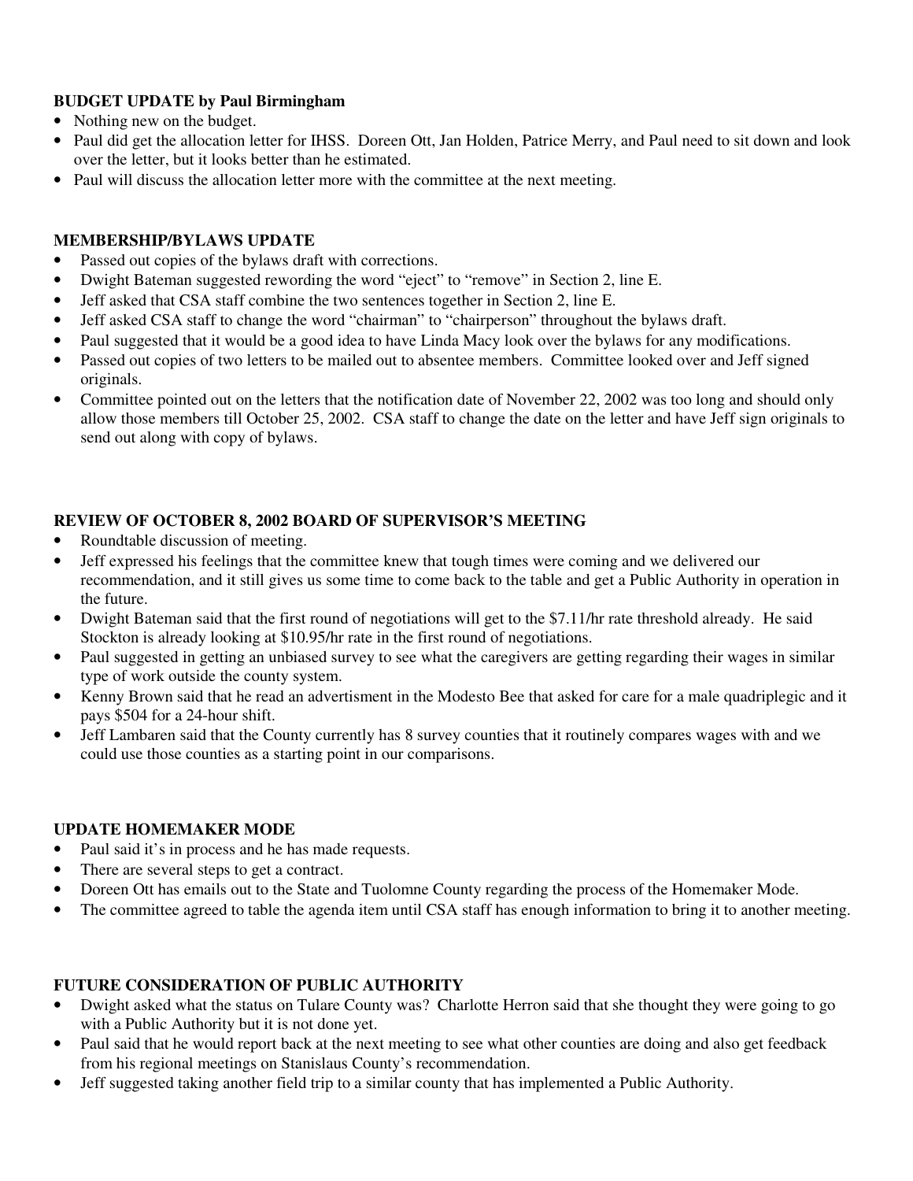**BUDGET UPDATE by Paul Birmingham**

- Nothing new on the budget.
- Paul did get the allocation letter for IHSS. Doreen Ott, Jan Holden, Patrice Merry, and Paul need to sit down and look over the letter, but it looks better than he estimated.
- Paul will discuss the allocation letter more with the committee at the next meeting.

**MEMBERSHIP/BYLAWS UPDATE**

- Passed out copies of the bylaws draft with corrections.
- Dwight Bateman suggested rewording the word "eject" to "remove" in Section 2, line E.
- Jeff asked that CSA staff combine the two sentences together in Section 2, line E.
- Jeff asked CSA staff to change the word "chairman" to "chairperson" throughout the bylaws draft.
- Paul suggested that it would be a good idea to have Linda Macy look over the bylaws for any modifications.
- Passed out copies of two letters to be mailed out to absentee members. Committee looked over and Jeff signed originals.
- Committee pointed out on the letters that the notification date of November 22, 2002 was too long and should only allow those members till October 25, 2002. CSA staff to change the date on the letter and have Jeff sign originals to send out along with copy of bylaws.

**REVIEW OF OCTOBER 8, 2002 BOARD OF SUPERVISOR'S MEETING**

- Roundtable discussion of meeting.
- Jeff expressed his feelings that the committee knew that tough times were coming and we delivered our recommendation, and it still gives us some time to come back to the table and get a Public Authority in operation in the future.
- Dwight Bateman said that the first round of negotiations will get to the $7.11/hr rate threshold already. He said Stockton is already looking at $10.95/hr rate in the first round of negotiations.
- Paul suggested in getting an unbiased survey to see what the caregivers are getting regarding their wages in similar type of work outside the county system.
- Kenny Brown said that he read an advertisment in the Modesto Bee that asked for care for a male quadriplegic and it pays $504 for a 24-hour shift.
- Jeff Lambaren said that the County currently has 8 survey counties that it routinely compares wages with and we could use those counties as a starting point in our comparisons.

**UPDATE HOMEMAKER MODE**

- Paul said it's in process and he has made requests.
- There are several steps to get a contract.
- Doreen Ott has emails out to the State and Tuolomne County regarding the process of the Homemaker Mode.
- The committee agreed to table the agenda item until CSA staff has enough information to bring it to another meeting.

**FUTURE CONSIDERATION OF PUBLIC AUTHORITY**

- Dwight asked what the status on Tulare County was? Charlotte Herron said that she thought they were going to go with a Public Authority but it is not done yet.
- Paul said that he would report back at the next meeting to see what other counties are doing and also get feedback from his regional meetings on Stanislaus County's recommendation.
- Jeff suggested taking another field trip to a similar county that has implemented a Public Authority.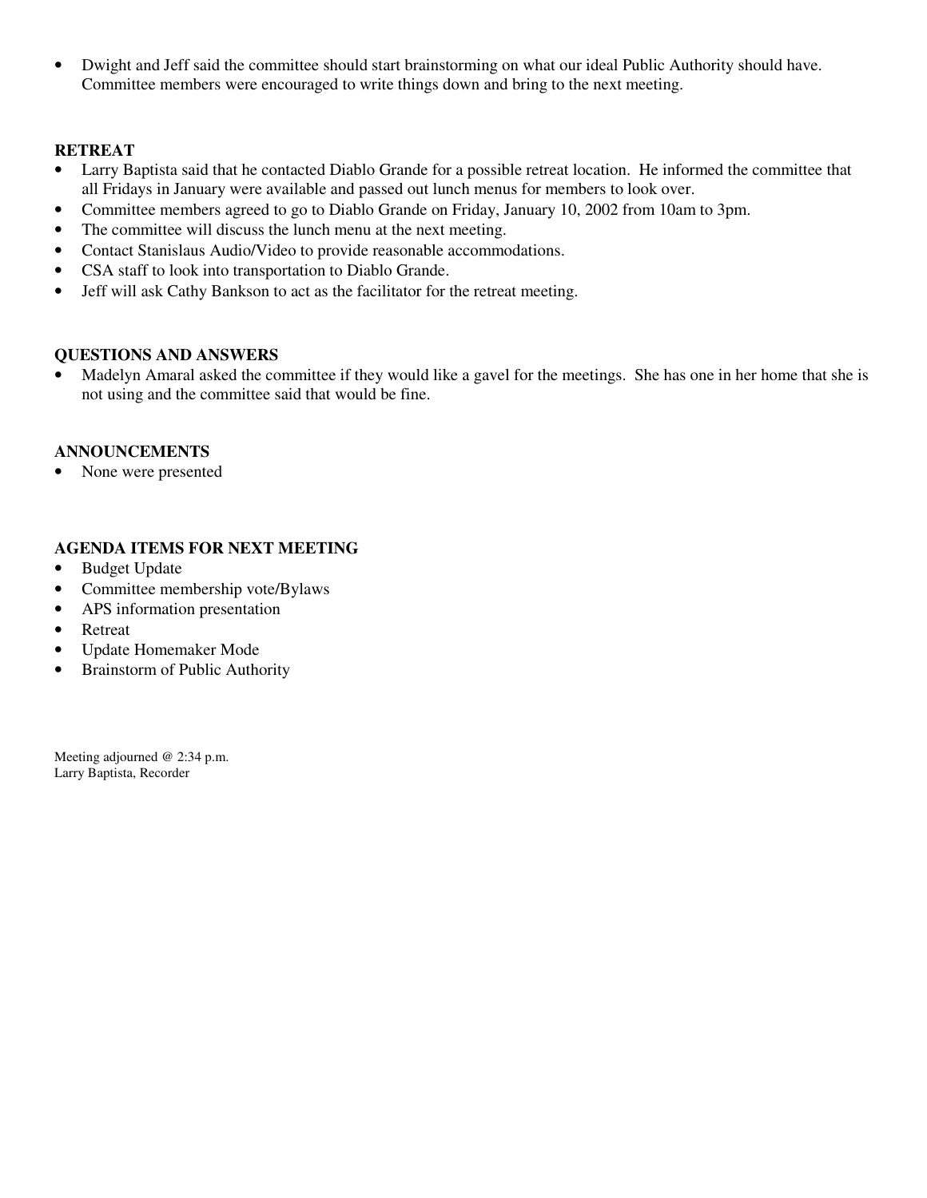- Dwight and Jeff said the committee should start brainstorming on what our ideal Public Authority should have. Committee members were encouraged to write things down and bring to the next meeting.

**RETREAT**

- Larry Baptista said that he contacted Diablo Grande for a possible retreat location. He informed the committee that all Fridays in January were available and passed out lunch menus for members to look over.
- Committee members agreed to go to Diablo Grande on Friday, January 10, 2002 from 10am to 3pm.
- The committee will discuss the lunch menu at the next meeting.
- Contact Stanislaus Audio/Video to provide reasonable accommodations.
- CSA staff to look into transportation to Diablo Grande.
- Jeff will ask Cathy Bankson to act as the facilitator for the retreat meeting.

**QUESTIONS AND ANSWERS**

- Madelyn Amaral asked the committee if they would like a gavel for the meetings. She has one in her home that she is not using and the committee said that would be fine.

**ANNOUNCEMENTS**

- None were presented

**AGENDA ITEMS FOR NEXT MEETING**

- Budget Update
- Committee membership vote/Bylaws
- APS information presentation
- Retreat
- Update Homemaker Mode
- Brainstorm of Public Authority

Meeting adjourned @ 2:34 p.m.
Larry Baptista, Recorder